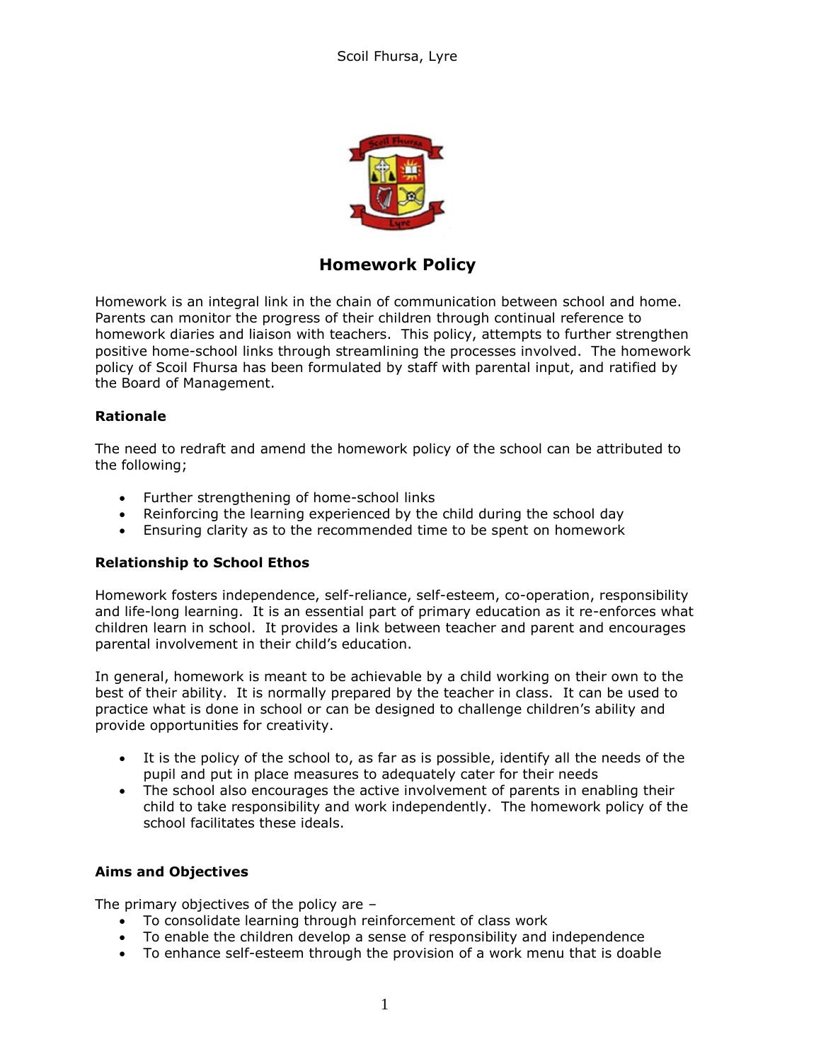# Homework Policy

Homework is an integral link in the chain of communication between school and home. Parents can monitor the progress of their children through continual reference to homework diaries and liaison with teachers. This policy, attempts to further strengthen positive home-school links through streamlining the processes involved. The homework policy of Scoil Fhursa has been formulated by staff with parental input, and ratified by the Board of Management.

### Rationale

The need to redraft and amend the homework policy of the school can be attributed to the following;

- Further strengthening of home-school links
- Reinforcing the learning experienced by the child during the school day
- Ensuring clarity as to the recommended time to be spent on homework

### Relationship to School Ethos

Homework fosters independence, self-reliance, self-esteem, co-operation, responsibility and life-long learning. It is an essential part of primary education as it re-enforces what children learn in school. It provides a link between teacher and parent and encourages parental involvement in their child's education.

In general, homework is meant to be achievable by a child working on their own to the best of their ability. It is normally prepared by the teacher in class. It can be used to practice what is done in school or can be designed to challenge children's ability and provide opportunities for creativity.

- It is the policy of the school to, as far as is possible, identify all the needs of the pupil and put in place measures to adequately cater for their needs
- The school also encourages the active involvement of parents in enabling their child to take responsibility and work independently. The homework policy of the school facilitates these ideals.

### Aims and Objectives

The primary objectives of the policy are –

- To consolidate learning through reinforcement of class work
- To enable the children develop a sense of responsibility and independence
- To enhance self-esteem through the provision of a work menu that is doable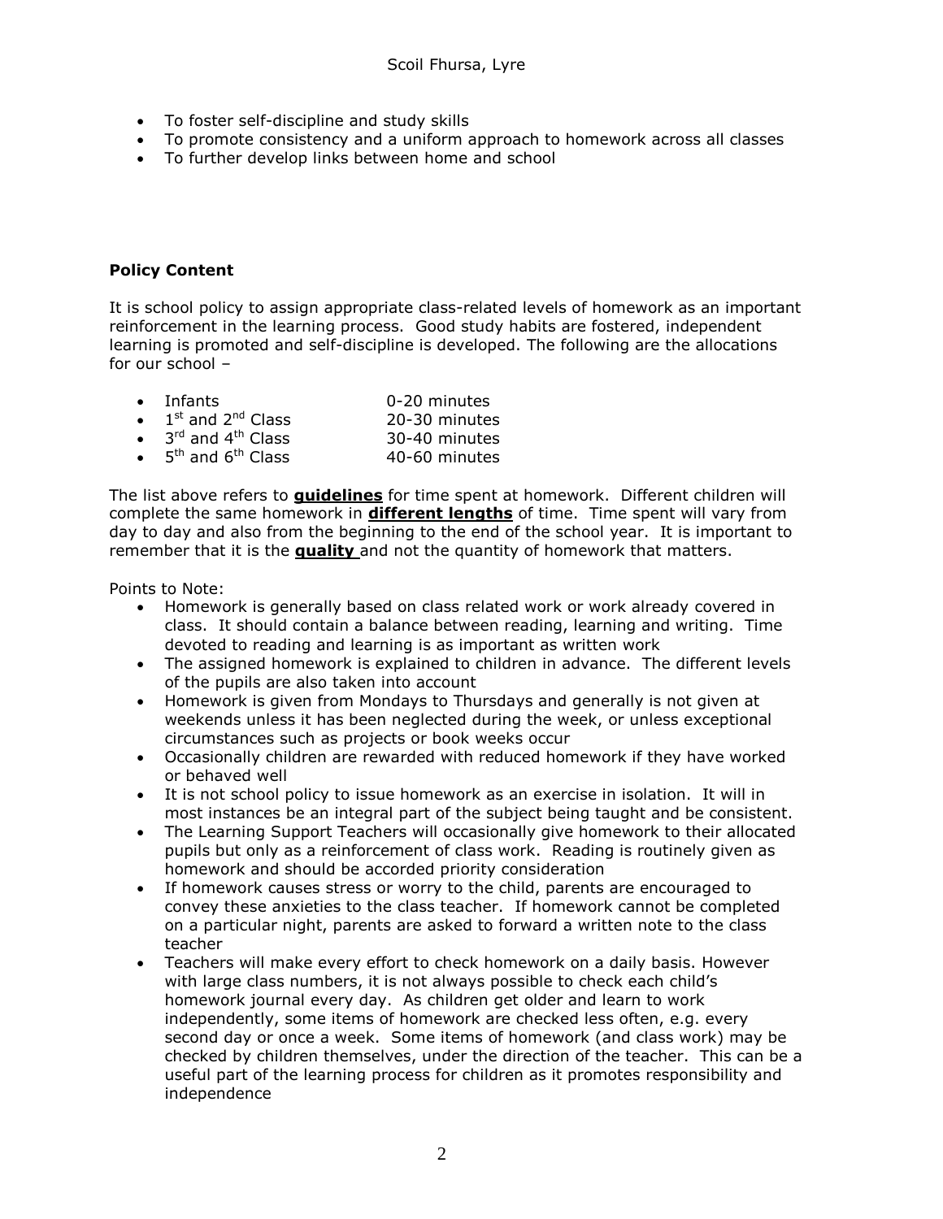- To foster self-discipline and study skills
- To promote consistency and a uniform approach to homework across all classes
- To further develop links between home and school

**Policy Content**

It is school policy to assign appropriate class-related levels of homework as an important reinforcement in the learning process. Good study habits are fostered, independent learning is promoted and self-discipline is developed. The following are the allocations for our school –

| | |
|---|---|
| Infants | 0-20 minutes |
| 1st and 2nd Class | 20-30 minutes |
| 3rd and 4th Class | 30-40 minutes |
| 5th and 6th Class | 40-60 minutes |

The list above refers to **guidelines** for time spent at homework. Different children will complete the same homework in **different lengths** of time. Time spent will vary from day to day and also from the beginning to the end of the school year. It is important to remember that it is the **quality** and not the quantity of homework that matters.

Points to Note:

- Homework is generally based on class related work or work already covered in class. It should contain a balance between reading, learning and writing. Time devoted to reading and learning is as important as written work
- The assigned homework is explained to children in advance. The different levels of the pupils are also taken into account
- Homework is given from Mondays to Thursdays and generally is not given at weekends unless it has been neglected during the week, or unless exceptional circumstances such as projects or book weeks occur
- Occasionally children are rewarded with reduced homework if they have worked or behaved well
- It is not school policy to issue homework as an exercise in isolation. It will in most instances be an integral part of the subject being taught and be consistent.
- The Learning Support Teachers will occasionally give homework to their allocated pupils but only as a reinforcement of class work. Reading is routinely given as homework and should be accorded priority consideration
- If homework causes stress or worry to the child, parents are encouraged to convey these anxieties to the class teacher. If homework cannot be completed on a particular night, parents are asked to forward a written note to the class teacher
- Teachers will make every effort to check homework on a daily basis. However with large class numbers, it is not always possible to check each child's homework journal every day. As children get older and learn to work independently, some items of homework are checked less often, e.g. every second day or once a week. Some items of homework (and class work) may be checked by children themselves, under the direction of the teacher. This can be a useful part of the learning process for children as it promotes responsibility and independence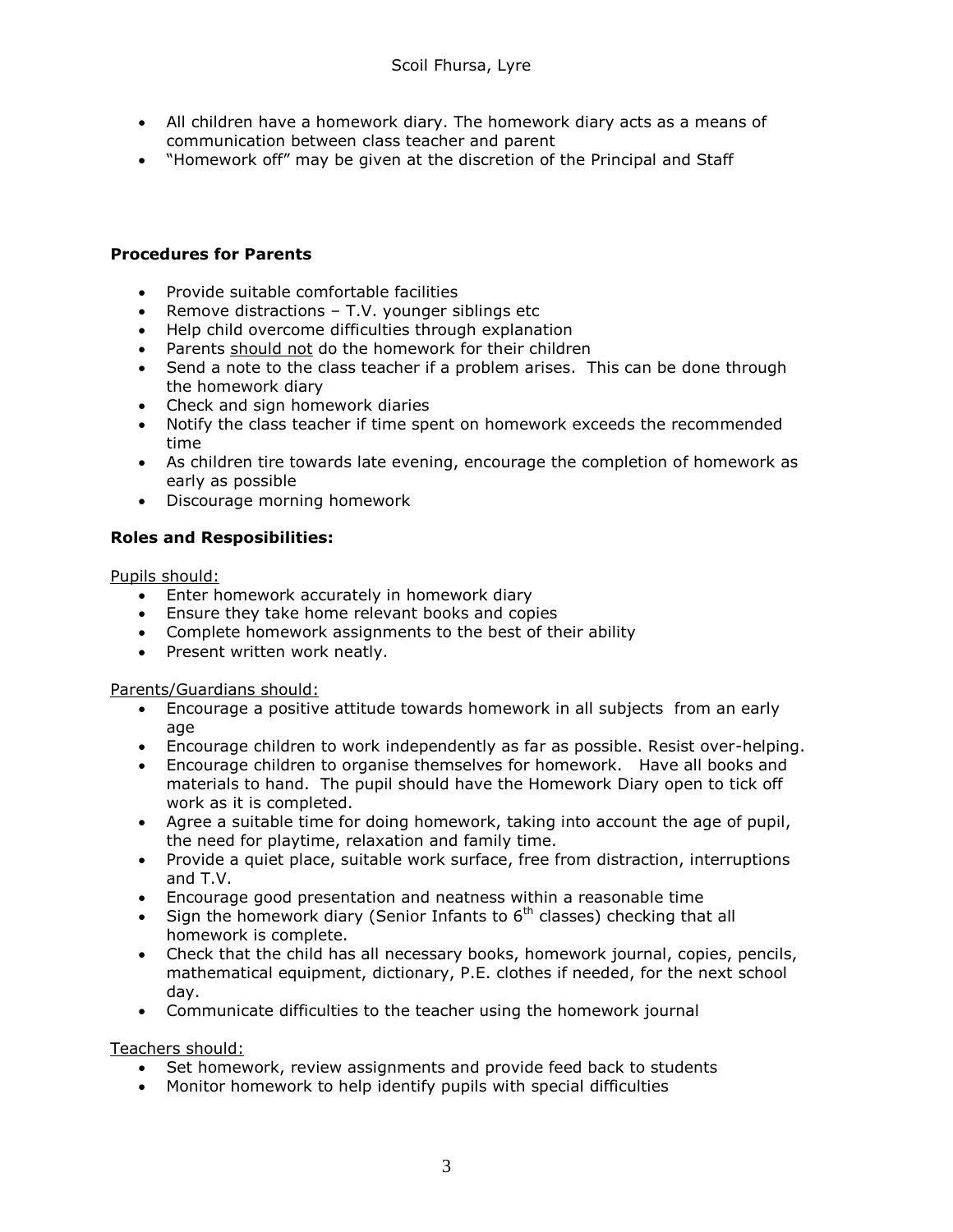- All children have a homework diary. The homework diary acts as a means of communication between class teacher and parent
- "Homework off" may be given at the discretion of the Principal and Staff

**Procedures for Parents**

- Provide suitable comfortable facilities
- Remove distractions – T.V. younger siblings etc
- Help child overcome difficulties through explanation
- Parents should not do the homework for their children
- Send a note to the class teacher if a problem arises. This can be done through the homework diary
- Check and sign homework diaries
- Notify the class teacher if time spent on homework exceeds the recommended time
- As children tire towards late evening, encourage the completion of homework as early as possible
- Discourage morning homework

**Roles and Resposibilities:**

Pupils should:

- Enter homework accurately in homework diary
- Ensure they take home relevant books and copies
- Complete homework assignments to the best of their ability
- Present written work neatly.

Parents/Guardians should:

- Encourage a positive attitude towards homework in all subjects from an early age
- Encourage children to work independently as far as possible. Resist over-helping.
- Encourage children to organise themselves for homework. Have all books and materials to hand. The pupil should have the Homework Diary open to tick off work as it is completed.
- Agree a suitable time for doing homework, taking into account the age of pupil, the need for playtime, relaxation and family time.
- Provide a quiet place, suitable work surface, free from distraction, interruptions and T.V.
- Encourage good presentation and neatness within a reasonable time
- Sign the homework diary (Senior Infants to 6th classes) checking that all homework is complete.
- Check that the child has all necessary books, homework journal, copies, pencils, mathematical equipment, dictionary, P.E. clothes if needed, for the next school day.
- Communicate difficulties to the teacher using the homework journal

Teachers should:

- Set homework, review assignments and provide feed back to students
- Monitor homework to help identify pupils with special difficulties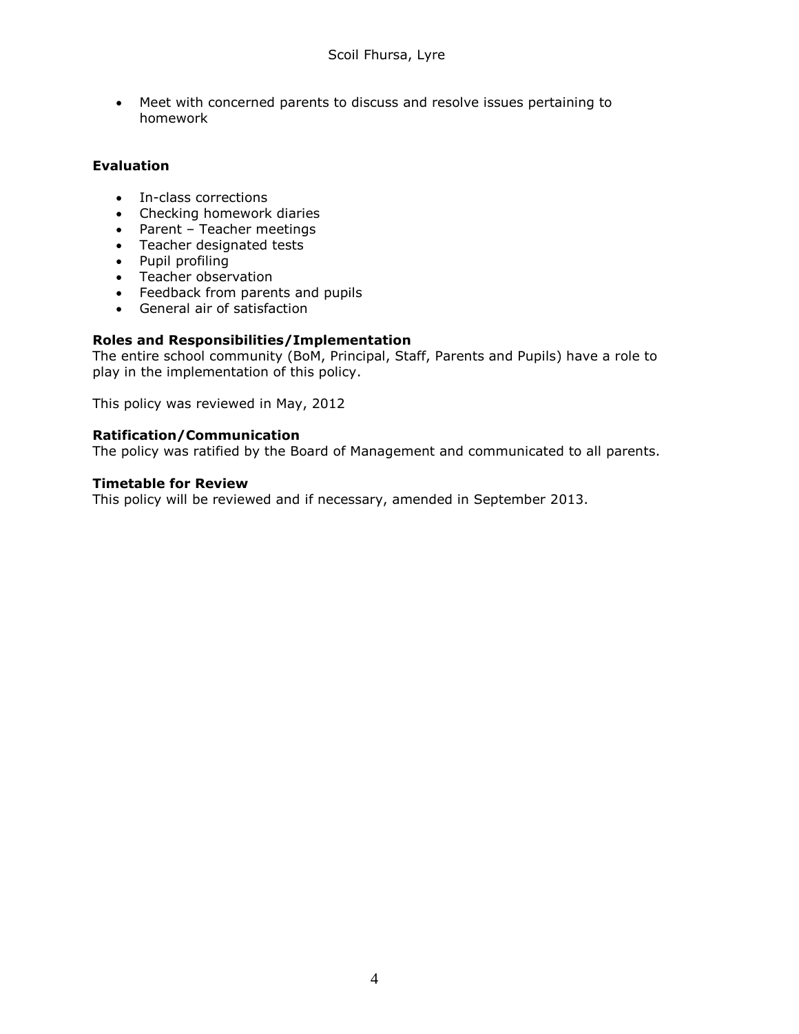- Meet with concerned parents to discuss and resolve issues pertaining to homework

**Evaluation**

- In-class corrections
- Checking homework diaries
- Parent – Teacher meetings
- Teacher designated tests
- Pupil profiling
- Teacher observation
- Feedback from parents and pupils
- General air of satisfaction

**Roles and Responsibilities/Implementation**

The entire school community (BoM, Principal, Staff, Parents and Pupils) have a role to play in the implementation of this policy.

This policy was reviewed in May, 2012

**Ratification/Communication**

The policy was ratified by the Board of Management and communicated to all parents.

**Timetable for Review**

This policy will be reviewed and if necessary, amended in September 2013.